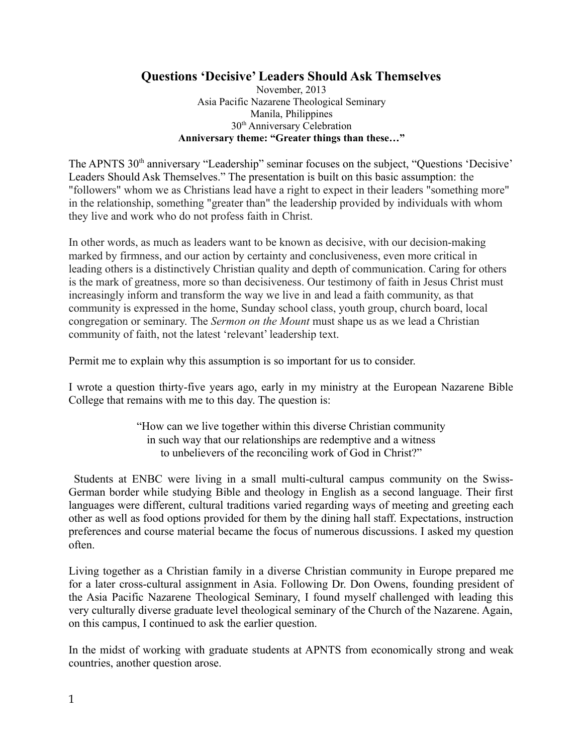# Questions 'Decisive' Leaders Should Ask Themselves

November, 2013
Asia Pacific Nazarene Theological Seminary
Manila, Philippines
30th Anniversary Celebration
**Anniversary theme: "Greater things than these…"**

The APNTS 30th anniversary "Leadership" seminar focuses on the subject, "Questions 'Decisive' Leaders Should Ask Themselves." The presentation is built on this basic assumption: the "followers" whom we as Christians lead have a right to expect in their leaders "something more" in the relationship, something "greater than" the leadership provided by individuals with whom they live and work who do not profess faith in Christ.

In other words, as much as leaders want to be known as decisive, with our decision-making marked by firmness, and our action by certainty and conclusiveness, even more critical in leading others is a distinctively Christian quality and depth of communication. Caring for others is the mark of greatness, more so than decisiveness. Our testimony of faith in Jesus Christ must increasingly inform and transform the way we live in and lead a faith community, as that community is expressed in the home, Sunday school class, youth group, church board, local congregation or seminary. The *Sermon on the Mount* must shape us as we lead a Christian community of faith, not the latest 'relevant' leadership text.

Permit me to explain why this assumption is so important for us to consider.

I wrote a question thirty-five years ago, early in my ministry at the European Nazarene Bible College that remains with me to this day. The question is:

> "How can we live together within this diverse Christian community
> in such way that our relationships are redemptive and a witness
> to unbelievers of the reconciling work of God in Christ?"

Students at ENBC were living in a small multi-cultural campus community on the Swiss-German border while studying Bible and theology in English as a second language. Their first languages were different, cultural traditions varied regarding ways of meeting and greeting each other as well as food options provided for them by the dining hall staff. Expectations, instruction preferences and course material became the focus of numerous discussions. I asked my question often.

Living together as a Christian family in a diverse Christian community in Europe prepared me for a later cross-cultural assignment in Asia. Following Dr. Don Owens, founding president of the Asia Pacific Nazarene Theological Seminary, I found myself challenged with leading this very culturally diverse graduate level theological seminary of the Church of the Nazarene. Again, on this campus, I continued to ask the earlier question.

In the midst of working with graduate students at APNTS from economically strong and weak countries, another question arose.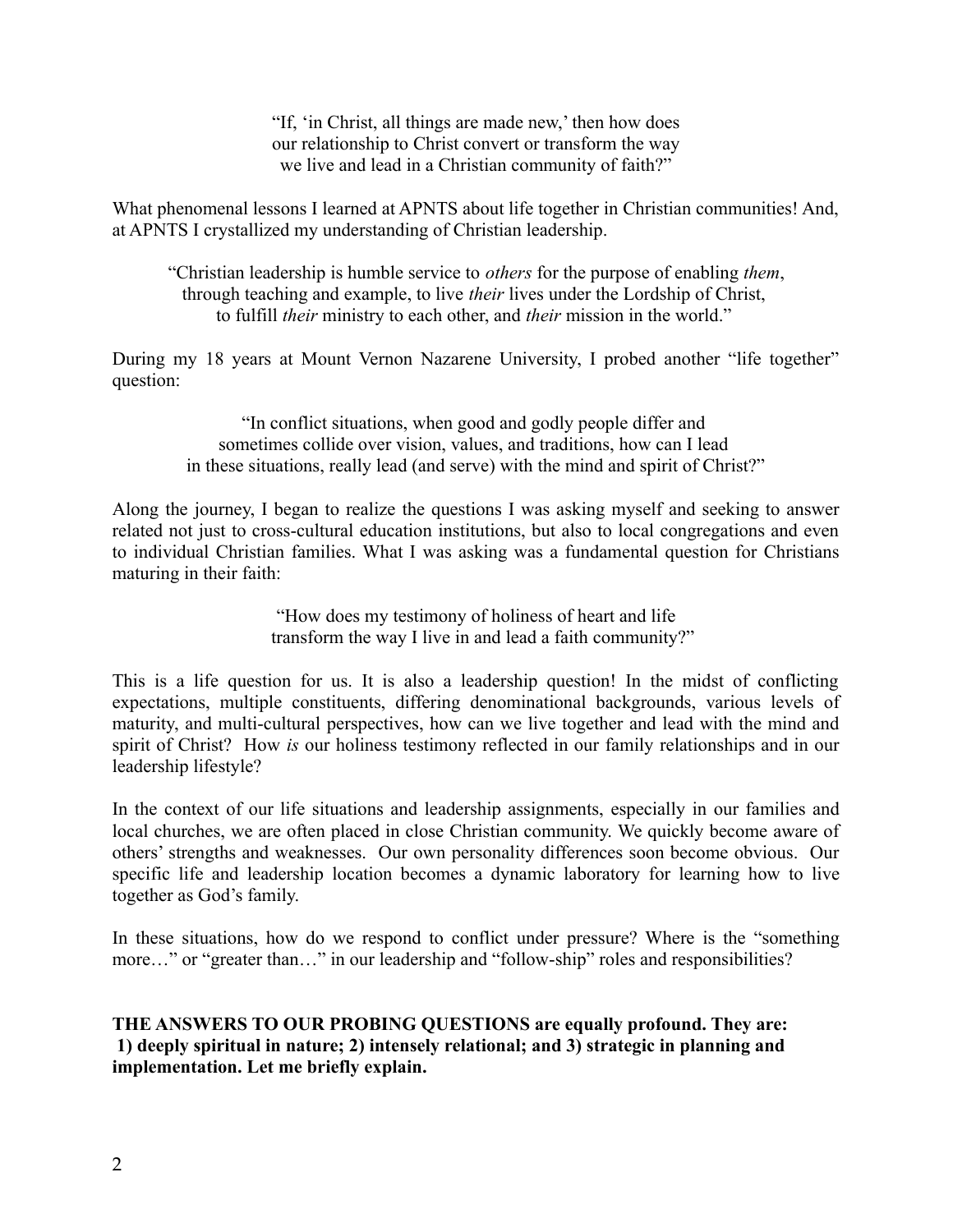"If, 'in Christ, all things are made new,' then how does our relationship to Christ convert or transform the way we live and lead in a Christian community of faith?"

What phenomenal lessons I learned at APNTS about life together in Christian communities! And, at APNTS I crystallized my understanding of Christian leadership.

"Christian leadership is humble service to *others* for the purpose of enabling *them*, through teaching and example, to live *their* lives under the Lordship of Christ, to fulfill *their* ministry to each other, and *their* mission in the world."

During my 18 years at Mount Vernon Nazarene University, I probed another "life together" question:

"In conflict situations, when good and godly people differ and sometimes collide over vision, values, and traditions, how can I lead in these situations, really lead (and serve) with the mind and spirit of Christ?"

Along the journey, I began to realize the questions I was asking myself and seeking to answer related not just to cross-cultural education institutions, but also to local congregations and even to individual Christian families. What I was asking was a fundamental question for Christians maturing in their faith:

"How does my testimony of holiness of heart and life transform the way I live in and lead a faith community?"

This is a life question for us. It is also a leadership question! In the midst of conflicting expectations, multiple constituents, differing denominational backgrounds, various levels of maturity, and multi-cultural perspectives, how can we live together and lead with the mind and spirit of Christ? How *is* our holiness testimony reflected in our family relationships and in our leadership lifestyle?

In the context of our life situations and leadership assignments, especially in our families and local churches, we are often placed in close Christian community. We quickly become aware of others' strengths and weaknesses. Our own personality differences soon become obvious. Our specific life and leadership location becomes a dynamic laboratory for learning how to live together as God's family.

In these situations, how do we respond to conflict under pressure? Where is the "something more…" or "greater than…" in our leadership and "follow-ship" roles and responsibilities?

**THE ANSWERS TO OUR PROBING QUESTIONS are equally profound. They are: 1) deeply spiritual in nature; 2) intensely relational; and 3) strategic in planning and implementation. Let me briefly explain.**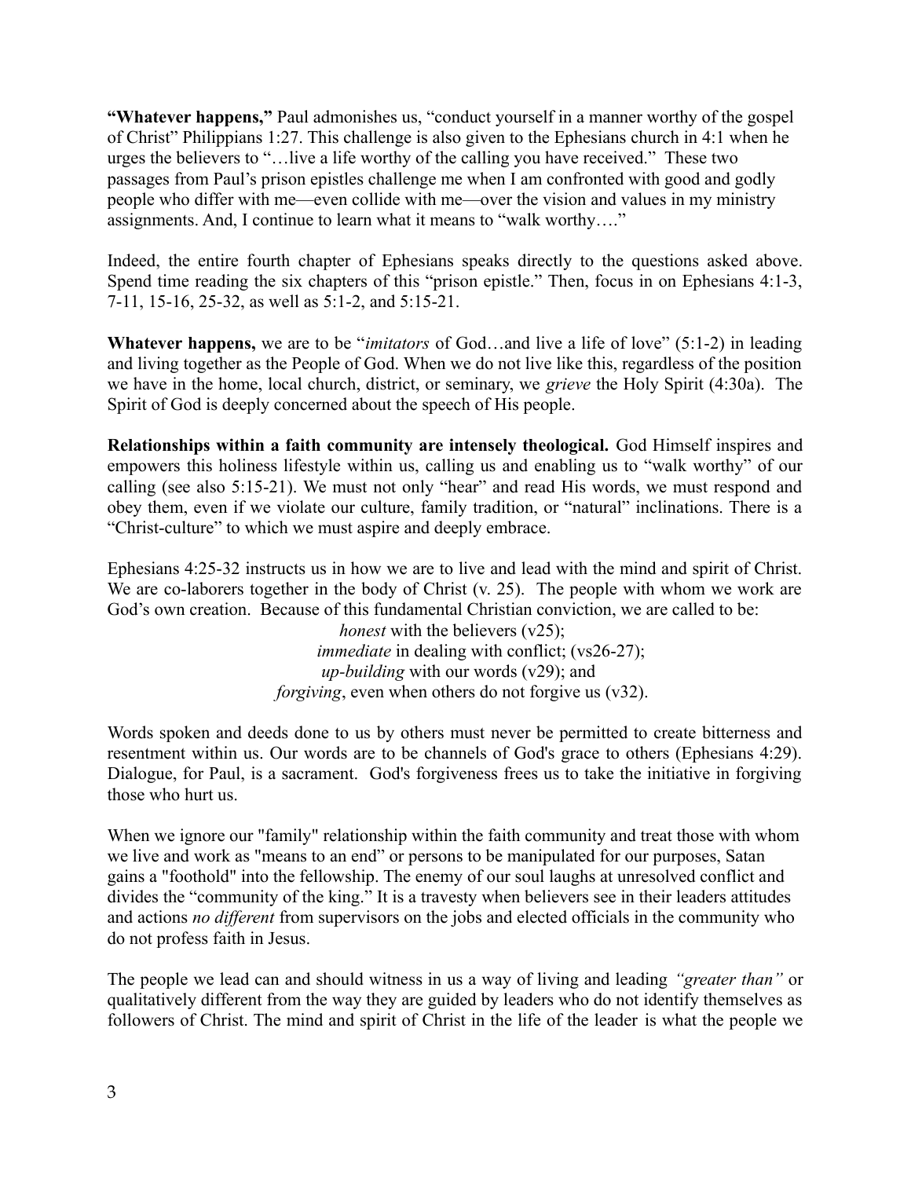**"Whatever happens,"** Paul admonishes us, "conduct yourself in a manner worthy of the gospel of Christ" Philippians 1:27. This challenge is also given to the Ephesians church in 4:1 when he urges the believers to "…live a life worthy of the calling you have received." These two passages from Paul's prison epistles challenge me when I am confronted with good and godly people who differ with me—even collide with me—over the vision and values in my ministry assignments. And, I continue to learn what it means to "walk worthy…."

Indeed, the entire fourth chapter of Ephesians speaks directly to the questions asked above. Spend time reading the six chapters of this "prison epistle." Then, focus in on Ephesians 4:1-3, 7-11, 15-16, 25-32, as well as 5:1-2, and 5:15-21.

**Whatever happens,** we are to be "*imitators* of God…and live a life of love" (5:1-2) in leading and living together as the People of God. When we do not live like this, regardless of the position we have in the home, local church, district, or seminary, we *grieve* the Holy Spirit (4:30a). The Spirit of God is deeply concerned about the speech of His people.

**Relationships within a faith community are intensely theological.** God Himself inspires and empowers this holiness lifestyle within us, calling us and enabling us to "walk worthy" of our calling (see also 5:15-21). We must not only "hear" and read His words, we must respond and obey them, even if we violate our culture, family tradition, or "natural" inclinations. There is a "Christ-culture" to which we must aspire and deeply embrace.

Ephesians 4:25-32 instructs us in how we are to live and lead with the mind and spirit of Christ. We are co-laborers together in the body of Christ (v. 25). The people with whom we work are God's own creation. Because of this fundamental Christian conviction, we are called to be:

*honest* with the believers (v25);
*immediate* in dealing with conflict; (vs26-27);
*up-building* with our words (v29); and
*forgiving*, even when others do not forgive us (v32).

Words spoken and deeds done to us by others must never be permitted to create bitterness and resentment within us. Our words are to be channels of God's grace to others (Ephesians 4:29). Dialogue, for Paul, is a sacrament. God's forgiveness frees us to take the initiative in forgiving those who hurt us.

When we ignore our "family" relationship within the faith community and treat those with whom we live and work as "means to an end" or persons to be manipulated for our purposes, Satan gains a "foothold" into the fellowship. The enemy of our soul laughs at unresolved conflict and divides the "community of the king." It is a travesty when believers see in their leaders attitudes and actions *no different* from supervisors on the jobs and elected officials in the community who do not profess faith in Jesus.

The people we lead can and should witness in us a way of living and leading *"greater than"* or qualitatively different from the way they are guided by leaders who do not identify themselves as followers of Christ. The mind and spirit of Christ in the life of the leader is what the people we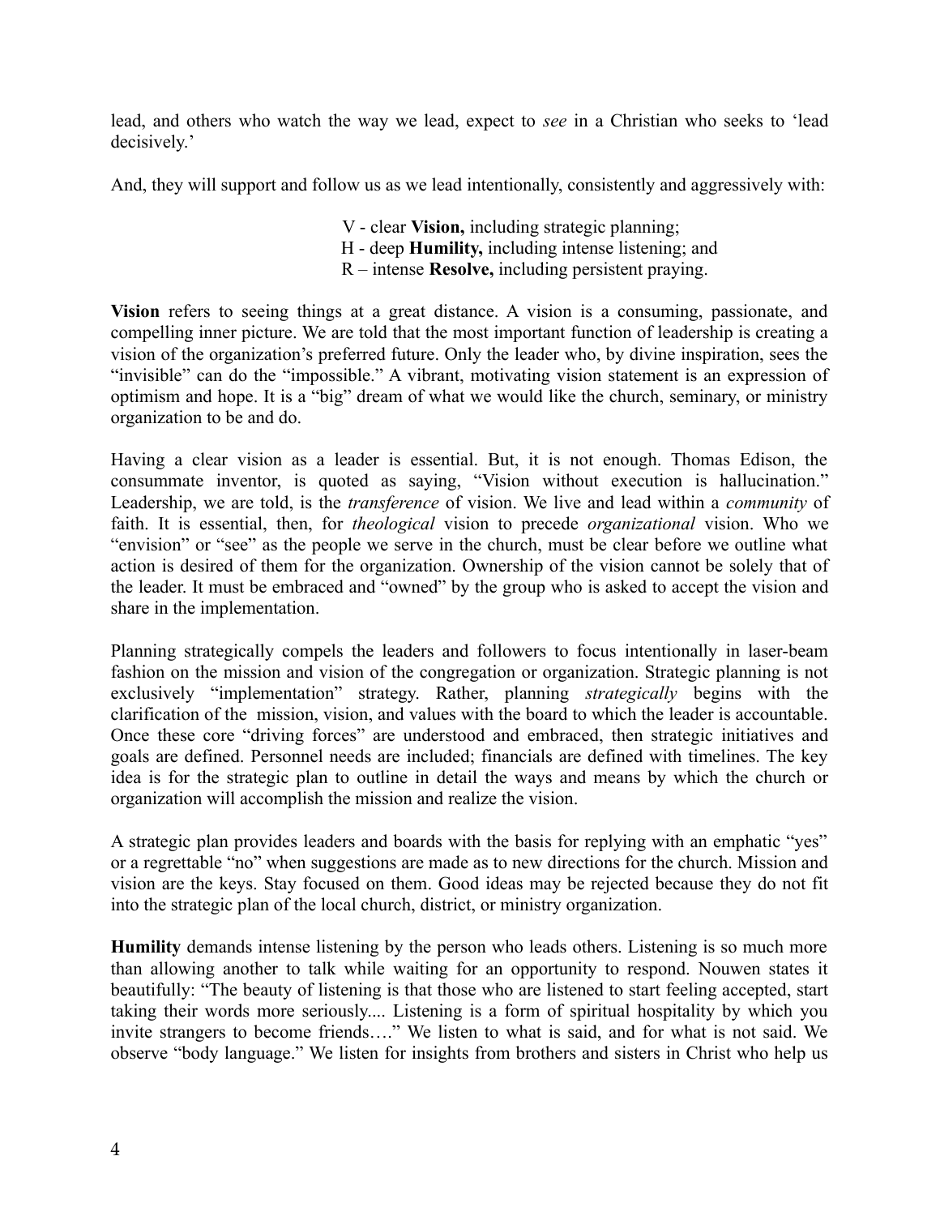lead, and others who watch the way we lead, expect to *see* in a Christian who seeks to 'lead decisively.'

And, they will support and follow us as we lead intentionally, consistently and aggressively with:

> V - clear **Vision,** including strategic planning;
> H - deep **Humility,** including intense listening; and
> R – intense **Resolve,** including persistent praying.

**Vision** refers to seeing things at a great distance. A vision is a consuming, passionate, and compelling inner picture. We are told that the most important function of leadership is creating a vision of the organization's preferred future. Only the leader who, by divine inspiration, sees the "invisible" can do the "impossible." A vibrant, motivating vision statement is an expression of optimism and hope. It is a "big" dream of what we would like the church, seminary, or ministry organization to be and do.

Having a clear vision as a leader is essential. But, it is not enough. Thomas Edison, the consummate inventor, is quoted as saying, "Vision without execution is hallucination." Leadership, we are told, is the *transference* of vision. We live and lead within a *community* of faith. It is essential, then, for *theological* vision to precede *organizational* vision. Who we "envision" or "see" as the people we serve in the church, must be clear before we outline what action is desired of them for the organization. Ownership of the vision cannot be solely that of the leader. It must be embraced and "owned" by the group who is asked to accept the vision and share in the implementation.

Planning strategically compels the leaders and followers to focus intentionally in laser-beam fashion on the mission and vision of the congregation or organization. Strategic planning is not exclusively "implementation" strategy. Rather, planning *strategically* begins with the clarification of the mission, vision, and values with the board to which the leader is accountable. Once these core "driving forces" are understood and embraced, then strategic initiatives and goals are defined. Personnel needs are included; financials are defined with timelines. The key idea is for the strategic plan to outline in detail the ways and means by which the church or organization will accomplish the mission and realize the vision.

A strategic plan provides leaders and boards with the basis for replying with an emphatic "yes" or a regrettable "no" when suggestions are made as to new directions for the church. Mission and vision are the keys. Stay focused on them. Good ideas may be rejected because they do not fit into the strategic plan of the local church, district, or ministry organization.

**Humility** demands intense listening by the person who leads others. Listening is so much more than allowing another to talk while waiting for an opportunity to respond. Nouwen states it beautifully: "The beauty of listening is that those who are listened to start feeling accepted, start taking their words more seriously.... Listening is a form of spiritual hospitality by which you invite strangers to become friends…." We listen to what is said, and for what is not said. We observe "body language." We listen for insights from brothers and sisters in Christ who help us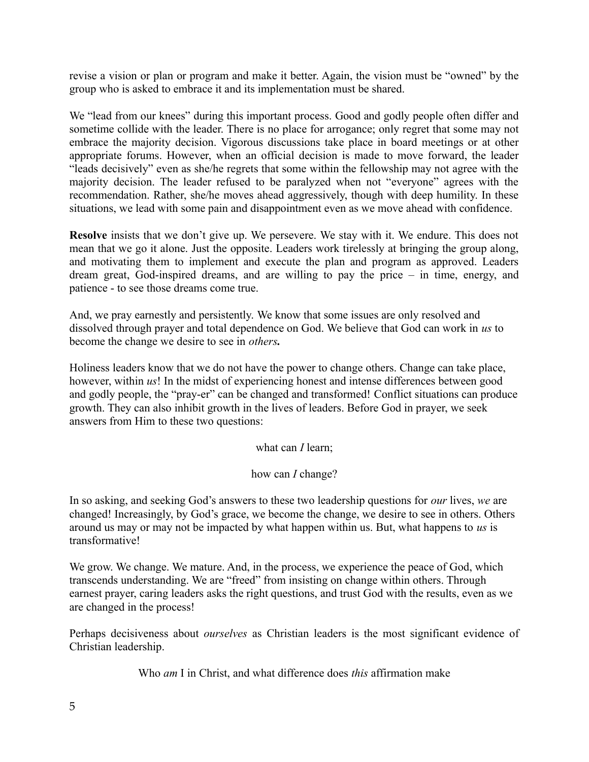revise a vision or plan or program and make it better. Again, the vision must be "owned" by the group who is asked to embrace it and its implementation must be shared.

We "lead from our knees" during this important process. Good and godly people often differ and sometime collide with the leader. There is no place for arrogance; only regret that some may not embrace the majority decision. Vigorous discussions take place in board meetings or at other appropriate forums. However, when an official decision is made to move forward, the leader "leads decisively" even as she/he regrets that some within the fellowship may not agree with the majority decision. The leader refused to be paralyzed when not "everyone" agrees with the recommendation. Rather, she/he moves ahead aggressively, though with deep humility. In these situations, we lead with some pain and disappointment even as we move ahead with confidence.

**Resolve** insists that we don't give up. We persevere. We stay with it. We endure. This does not mean that we go it alone. Just the opposite. Leaders work tirelessly at bringing the group along, and motivating them to implement and execute the plan and program as approved. Leaders dream great, God-inspired dreams, and are willing to pay the price – in time, energy, and patience - to see those dreams come true.

And, we pray earnestly and persistently. We know that some issues are only resolved and dissolved through prayer and total dependence on God. We believe that God can work in *us* to become the change we desire to see in ***others.***

Holiness leaders know that we do not have the power to change others. Change can take place, however, within *us*! In the midst of experiencing honest and intense differences between good and godly people, the "pray-er" can be changed and transformed! Conflict situations can produce growth. They can also inhibit growth in the lives of leaders. Before God in prayer, we seek answers from Him to these two questions:

what can *I* learn;

how can *I* change?

In so asking, and seeking God's answers to these two leadership questions for *our* lives, *we* are changed! Increasingly, by God's grace, we become the change, we desire to see in others. Others around us may or may not be impacted by what happen within us. But, what happens to *us* is transformative!

We grow. We change. We mature. And, in the process, we experience the peace of God, which transcends understanding. We are "freed" from insisting on change within others. Through earnest prayer, caring leaders asks the right questions, and trust God with the results, even as we are changed in the process!

Perhaps decisiveness about *ourselves* as Christian leaders is the most significant evidence of Christian leadership.

Who *am* I in Christ, and what difference does *this* affirmation make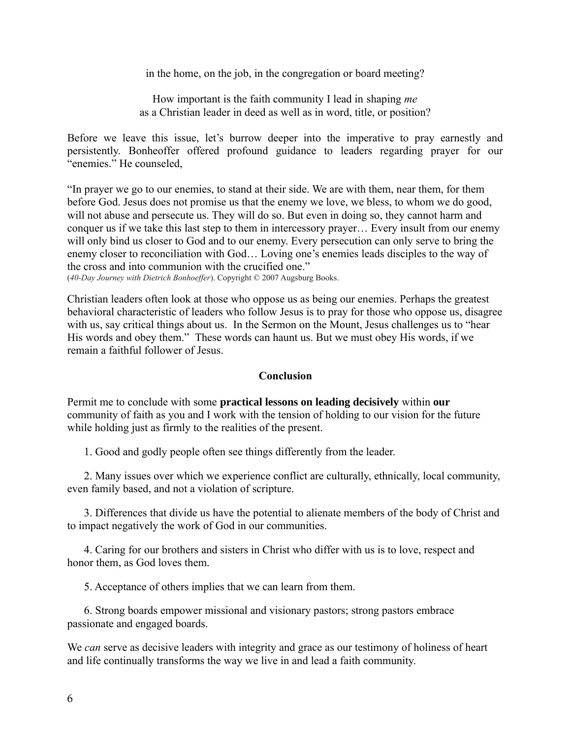in the home, on the job, in the congregation or board meeting?

How important is the faith community I lead in shaping *me* as a Christian leader in deed as well as in word, title, or position?

Before we leave this issue, let's burrow deeper into the imperative to pray earnestly and persistently. Bonheoffer offered profound guidance to leaders regarding prayer for our "enemies." He counseled,

"In prayer we go to our enemies, to stand at their side. We are with them, near them, for them before God. Jesus does not promise us that the enemy we love, we bless, to whom we do good, will not abuse and persecute us. They will do so. But even in doing so, they cannot harm and conquer us if we take this last step to them in intercessory prayer… Every insult from our enemy will only bind us closer to God and to our enemy. Every persecution can only serve to bring the enemy closer to reconciliation with God… Loving one's enemies leads disciples to the way of the cross and into communion with the crucified one."
(*40-Day Journey with Dietrich Bonhoeffer*). Copyright © 2007 Augsburg Books.

Christian leaders often look at those who oppose us as being our enemies. Perhaps the greatest behavioral characteristic of leaders who follow Jesus is to pray for those who oppose us, disagree with us, say critical things about us. In the Sermon on the Mount, Jesus challenges us to "hear His words and obey them." These words can haunt us. But we must obey His words, if we remain a faithful follower of Jesus.

## Conclusion

Permit me to conclude with some **practical lessons on leading decisively** within **our** community of faith as you and I work with the tension of holding to our vision for the future while holding just as firmly to the realities of the present.

1. Good and godly people often see things differently from the leader.

2. Many issues over which we experience conflict are culturally, ethnically, local community, even family based, and not a violation of scripture.

3. Differences that divide us have the potential to alienate members of the body of Christ and to impact negatively the work of God in our communities.

4. Caring for our brothers and sisters in Christ who differ with us is to love, respect and honor them, as God loves them.

5. Acceptance of others implies that we can learn from them.

6. Strong boards empower missional and visionary pastors; strong pastors embrace passionate and engaged boards.

We *can* serve as decisive leaders with integrity and grace as our testimony of holiness of heart and life continually transforms the way we live in and lead a faith community.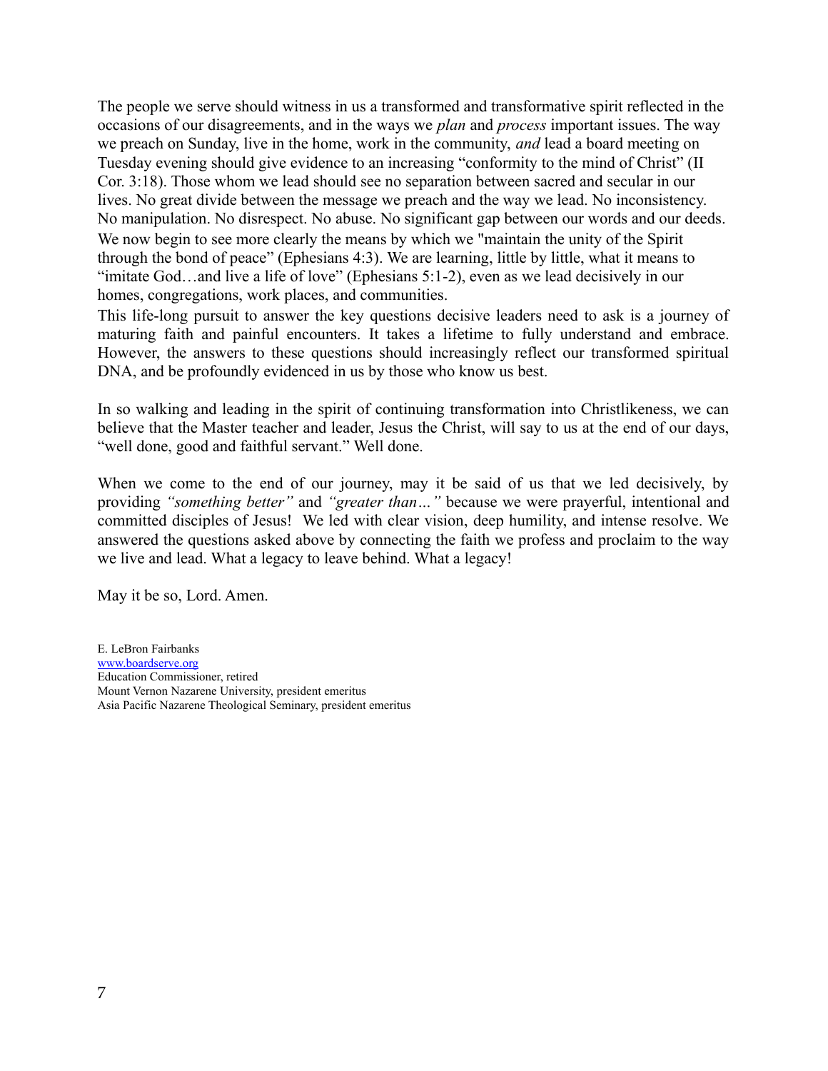The people we serve should witness in us a transformed and transformative spirit reflected in the occasions of our disagreements, and in the ways we *plan* and *process* important issues. The way we preach on Sunday, live in the home, work in the community, *and* lead a board meeting on Tuesday evening should give evidence to an increasing "conformity to the mind of Christ" (II Cor. 3:18). Those whom we lead should see no separation between sacred and secular in our lives. No great divide between the message we preach and the way we lead. No inconsistency. No manipulation. No disrespect. No abuse. No significant gap between our words and our deeds. We now begin to see more clearly the means by which we "maintain the unity of the Spirit through the bond of peace" (Ephesians 4:3). We are learning, little by little, what it means to "imitate God…and live a life of love" (Ephesians 5:1-2), even as we lead decisively in our homes, congregations, work places, and communities.

This life-long pursuit to answer the key questions decisive leaders need to ask is a journey of maturing faith and painful encounters. It takes a lifetime to fully understand and embrace. However, the answers to these questions should increasingly reflect our transformed spiritual DNA, and be profoundly evidenced in us by those who know us best.

In so walking and leading in the spirit of continuing transformation into Christlikeness, we can believe that the Master teacher and leader, Jesus the Christ, will say to us at the end of our days, "well done, good and faithful servant." Well done.

When we come to the end of our journey, may it be said of us that we led decisively, by providing *"something better"* and *"greater than…"* because we were prayerful, intentional and committed disciples of Jesus! We led with clear vision, deep humility, and intense resolve. We answered the questions asked above by connecting the faith we profess and proclaim to the way we live and lead. What a legacy to leave behind. What a legacy!

May it be so, Lord. Amen.

E. LeBron Fairbanks
[www.boardserve.org](http://www.boardserve.org)
Education Commissioner, retired
Mount Vernon Nazarene University, president emeritus
Asia Pacific Nazarene Theological Seminary, president emeritus